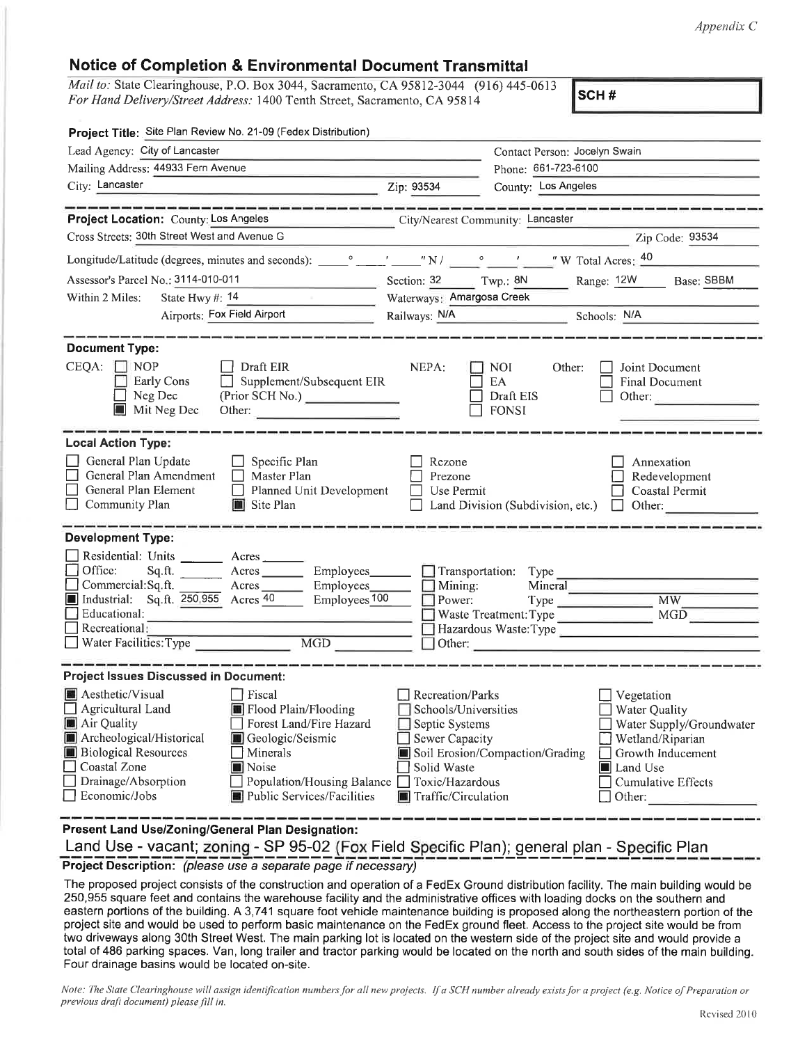*Appendix C*

## Notice of Completion & Environmental Document Transmittal

*Mail to:* State Clearinghouse, P.O. Box 3044, Sacramento, CA 95812-3044 (916) 445-0613
*For Hand Delivery/Street Address:* 1400 Tenth Street, Sacramento, CA 95814

**SCH #**

**Project Title:** Site Plan Review No. 21-09 (Fedex Distribution)

Lead Agency: City of Lancaster — Contact Person: Jocelyn Swain
Mailing Address: 44933 Fern Avenue — Phone: 661-723-6100
City: Lancaster — Zip: 93534 — County: Los Angeles

---

**Project Location:** County: Los Angeles — City/Nearest Community: Lancaster
Cross Streets: 30th Street West and Avenue G — Zip Code: 93534
Longitude/Latitude (degrees, minutes and seconds): ____ ° ____ ' ____ " N / ____ ° ____ ' ____ " W Total Acres: 40
Assessor's Parcel No.: 3114-010-011 — Section: 32 — Twp.: 8N — Range: 12W — Base: SBBM
Within 2 Miles: State Hwy #: 14 — Waterways: Amargosa Creek
Airports: Fox Field Airport — Railways: N/A — Schools: N/A

---

**Document Type:**

CEQA: ☐ NOP ☐ Early Cons ☐ Neg Dec ☒ Mit Neg Dec ☐ Draft EIR ☐ Supplement/Subsequent EIR (Prior SCH No.) ____ Other: ____

NEPA: ☐ NOI ☐ EA ☐ Draft EIS ☐ FONSI

Other: ☐ Joint Document ☐ Final Document ☐ Other: ____

---

**Local Action Type:**

☐ General Plan Update ☐ General Plan Amendment ☐ General Plan Element ☐ Community Plan ☐ Specific Plan ☐ Master Plan ☐ Planned Unit Development ☒ Site Plan ☐ Rezone ☐ Prezone ☐ Use Permit ☐ Land Division (Subdivision, etc.) ☐ Annexation ☐ Redevelopment ☐ Coastal Permit ☐ Other: ____

---

**Development Type:**

☐ Residential: Units ____ Acres ____
☐ Office: Sq.ft. ____ Acres ____ Employees ____
☐ Commercial: Sq.ft. ____ Acres ____ Employees ____
☒ Industrial: Sq.ft. 250,955 Acres 40 Employees 100
☐ Educational: ____
☐ Recreational: ____
☐ Water Facilities: Type ____ MGD ____
☐ Transportation: Type ____
☐ Mining: Mineral ____
☐ Power: Type ____ MW ____
☐ Waste Treatment: Type ____ MGD ____
☐ Hazardous Waste: Type ____
☐ Other: ____

---

**Project Issues Discussed in Document:**

☒ Aesthetic/Visual ☐ Agricultural Land ☒ Air Quality ☒ Archeological/Historical ☒ Biological Resources ☐ Coastal Zone ☐ Drainage/Absorption ☐ Economic/Jobs ☐ Fiscal ☒ Flood Plain/Flooding ☐ Forest Land/Fire Hazard ☒ Geologic/Seismic ☐ Minerals ☒ Noise ☐ Population/Housing Balance ☒ Public Services/Facilities ☐ Recreation/Parks ☐ Schools/Universities ☐ Septic Systems ☐ Sewer Capacity ☒ Soil Erosion/Compaction/Grading ☐ Solid Waste ☐ Toxic/Hazardous ☒ Traffic/Circulation ☐ Vegetation ☐ Water Quality ☐ Water Supply/Groundwater ☐ Wetland/Riparian ☐ Growth Inducement ☒ Land Use ☐ Cumulative Effects ☐ Other: ____

---

**Present Land Use/Zoning/General Plan Designation:**

Land Use - vacant; zoning - SP 95-02 (Fox Field Specific Plan); general plan - Specific Plan

**Project Description:** *(please use a separate page if necessary)*

The proposed project consists of the construction and operation of a FedEx Ground distribution facility. The main building would be 250,955 square feet and contains the warehouse facility and the administrative offices with loading docks on the southern and eastern portions of the building. A 3,741 square foot vehicle maintenance building is proposed along the northeastern portion of the project site and would be used to perform basic maintenance on the FedEx ground fleet. Access to the project site would be from two driveways along 30th Street West. The main parking lot is located on the western side of the project site and would provide a total of 486 parking spaces. Van, long trailer and tractor parking would be located on the north and south sides of the main building. Four drainage basins would be located on-site.

*Note: The State Clearinghouse will assign identification numbers for all new projects. If a SCH number already exists for a project (e.g. Notice of Preparation or previous draft document) please fill in.*

Revised 2010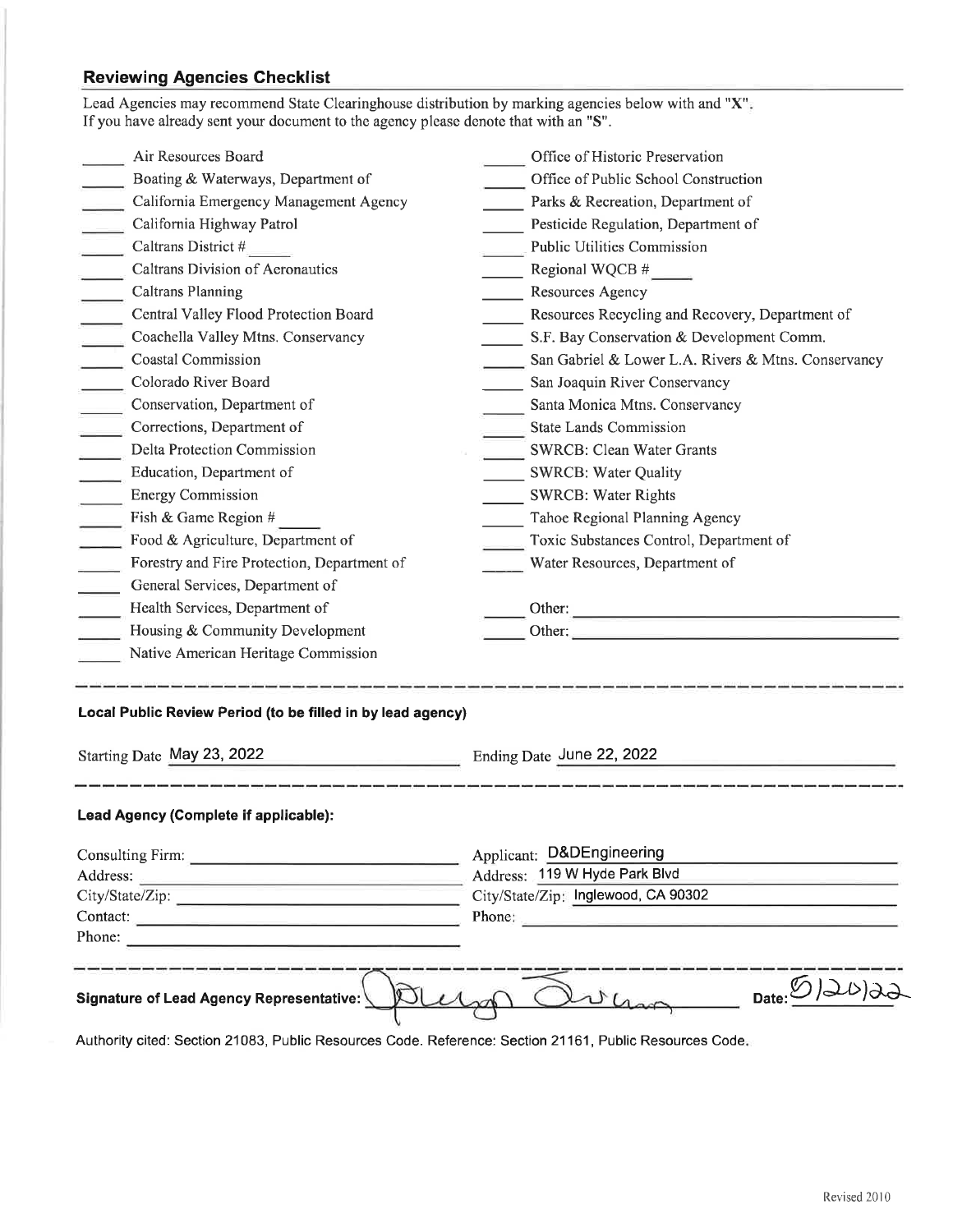## Reviewing Agencies Checklist

Lead Agencies may recommend State Clearinghouse distribution by marking agencies below with and "X".
If you have already sent your document to the agency please denote that with an "S".

_____ Air Resources Board
_____ Boating & Waterways, Department of
_____ California Emergency Management Agency
_____ California Highway Patrol
_____ Caltrans District # _____
_____ Caltrans Division of Aeronautics
_____ Caltrans Planning
_____ Central Valley Flood Protection Board
_____ Coachella Valley Mtns. Conservancy
_____ Coastal Commission
_____ Colorado River Board
_____ Conservation, Department of
_____ Corrections, Department of
_____ Delta Protection Commission
_____ Education, Department of
_____ Energy Commission
_____ Fish & Game Region # _____
_____ Food & Agriculture, Department of
_____ Forestry and Fire Protection, Department of
_____ General Services, Department of
_____ Health Services, Department of
_____ Housing & Community Development
_____ Native American Heritage Commission
_____ Office of Historic Preservation
_____ Office of Public School Construction
_____ Parks & Recreation, Department of
_____ Pesticide Regulation, Department of
_____ Public Utilities Commission
_____ Regional WQCB # _____
_____ Resources Agency
_____ Resources Recycling and Recovery, Department of
_____ S.F. Bay Conservation & Development Comm.
_____ San Gabriel & Lower L.A. Rivers & Mtns. Conservancy
_____ San Joaquin River Conservancy
_____ Santa Monica Mtns. Conservancy
_____ State Lands Commission
_____ SWRCB: Clean Water Grants
_____ SWRCB: Water Quality
_____ SWRCB: Water Rights
_____ Tahoe Regional Planning Agency
_____ Toxic Substances Control, Department of
_____ Water Resources, Department of
_____ Other: _____
_____ Other: _____

---

**Local Public Review Period (to be filled in by lead agency)**

Starting Date May 23, 2022
Ending Date June 22, 2022

---

**Lead Agency (Complete if applicable):**

Consulting Firm:
Address:
City/State/Zip:
Contact:
Phone:

Applicant: D&DEngineering
Address: 119 W Hyde Park Blvd
City/State/Zip: Inglewood, CA 90302
Phone:

---

**Signature of Lead Agency Representative:** [signature]    **Date:** 5/20/22

Authority cited: Section 21083, Public Resources Code. Reference: Section 21161, Public Resources Code.

Revised 2010